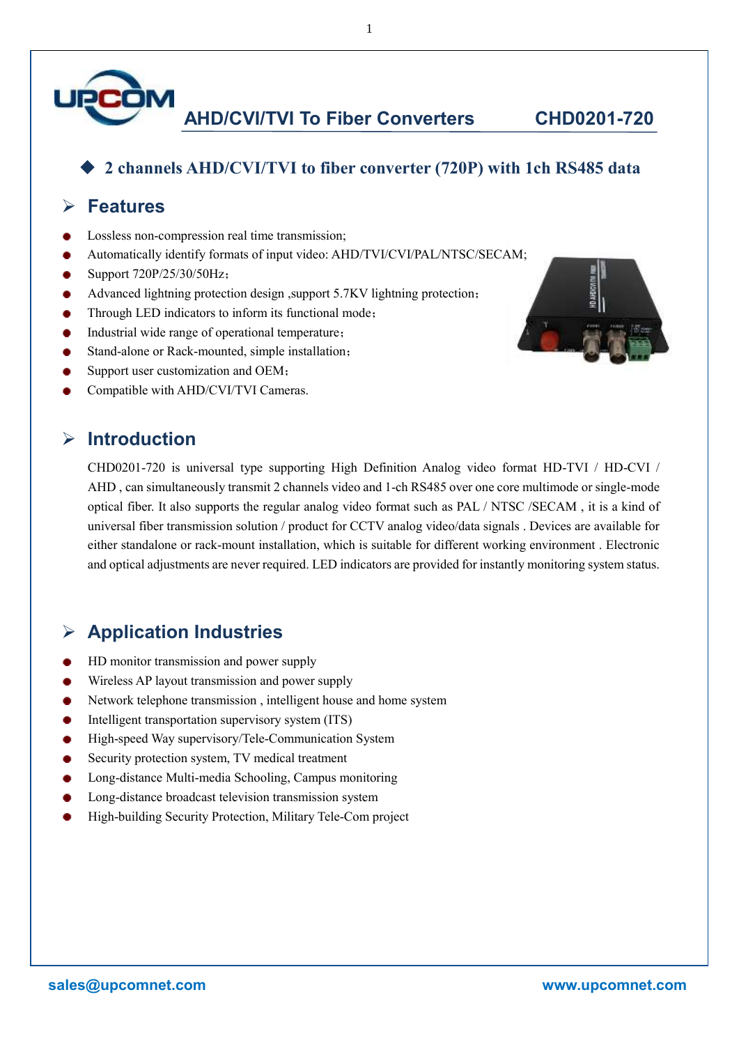# AHD/CVI/TVI To Fiber Converters CHD0201-720

◆ **2 channels AHD/CVI/TVI to fiber converter (720P) with 1ch RS485 data**

## Features

- Lossless non-compression real time transmission;
- Automatically identify formats of input video: AHD/TVI/CVI/PAL/NTSC/SECAM;
- Support 720P/25/30/50Hz；
- Advanced lightning protection design ,support 5.7KV lightning protection；
- Through LED indicators to inform its functional mode；
- Industrial wide range of operational temperature；
- Stand-alone or Rack-mounted, simple installation；
- Support user customization and OEM；
- Compatible with AHD/CVI/TVI Cameras.

## Introduction

CHD0201-720 is universal type supporting High Definition Analog video format HD-TVI / HD-CVI / AHD , can simultaneously transmit 2 channels video and 1-ch RS485 over one core multimode or single-mode optical fiber. It also supports the regular analog video format such as PAL / NTSC /SECAM , it is a kind of universal fiber transmission solution / product for CCTV analog video/data signals . Devices are available for either standalone or rack-mount installation, which is suitable for different working environment . Electronic and optical adjustments are never required. LED indicators are provided for instantly monitoring system status.

## Application Industries

- HD monitor transmission and power supply
- Wireless AP layout transmission and power supply
- Network telephone transmission , intelligent house and home system
- Intelligent transportation supervisory system (ITS)
- High-speed Way supervisory/Tele-Communication System
- Security protection system, TV medical treatment
- Long-distance Multi-media Schooling, Campus monitoring
- Long-distance broadcast television transmission system
- High-building Security Protection, Military Tele-Com project

sales@upcomnet.com www.upcomnet.com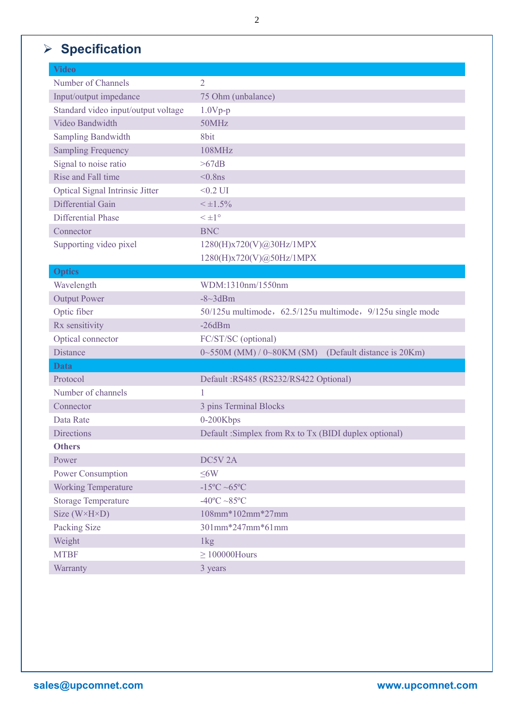## Specification

| Video | |
|---|---|
| Number of Channels | 2 |
| Input/output impedance | 75 Ohm (unbalance) |
| Standard video input/output voltage | 1.0Vp-p |
| Video Bandwidth | 50MHz |
| Sampling Bandwidth | 8bit |
| Sampling Frequency | 108MHz |
| Signal to noise ratio | >67dB |
| Rise and Fall time | <0.8ns |
| Optical Signal Intrinsic Jitter | <0.2 UI |
| Differential Gain | < ±1.5% |
| Differential Phase | < ±1° |
| Connector | BNC |
| Supporting video pixel | 1280(H)x720(V)@30Hz/1MPX<br>1280(H)x720(V)@50Hz/1MPX |
| **Optics** | |
| Wavelength | WDM:1310nm/1550nm |
| Output Power | -8~3dBm |
| Optic fiber | 50/125u multimode，62.5/125u multimode，9/125u single mode |
| Rx sensitivity | -26dBm |
| Optical connector | FC/ST/SC (optional) |
| Distance | 0~550M (MM) / 0~80KM (SM)　(Default distance is 20Km) |
| **Data** | |
| Protocol | Default :RS485 (RS232/RS422 Optional) |
| Number of channels | 1 |
| Connector | 3 pins Terminal Blocks |
| Data Rate | 0-200Kbps |
| Directions | Default :Simplex from Rx to Tx (BIDI duplex optional) |
| **Others** | |
| Power | DC5V 2A |
| Power Consumption | ≤6W |
| Working Temperature | -15ºC ~65ºC |
| Storage Temperature | -40ºC ~85ºC |
| Size (W×H×D) | 108mm*102mm*27mm |
| Packing Size | 301mm*247mm*61mm |
| Weight | 1kg |
| MTBF | ≥ 100000Hours |
| Warranty | 3 years |

sales@upcomnet.com　　www.upcomnet.com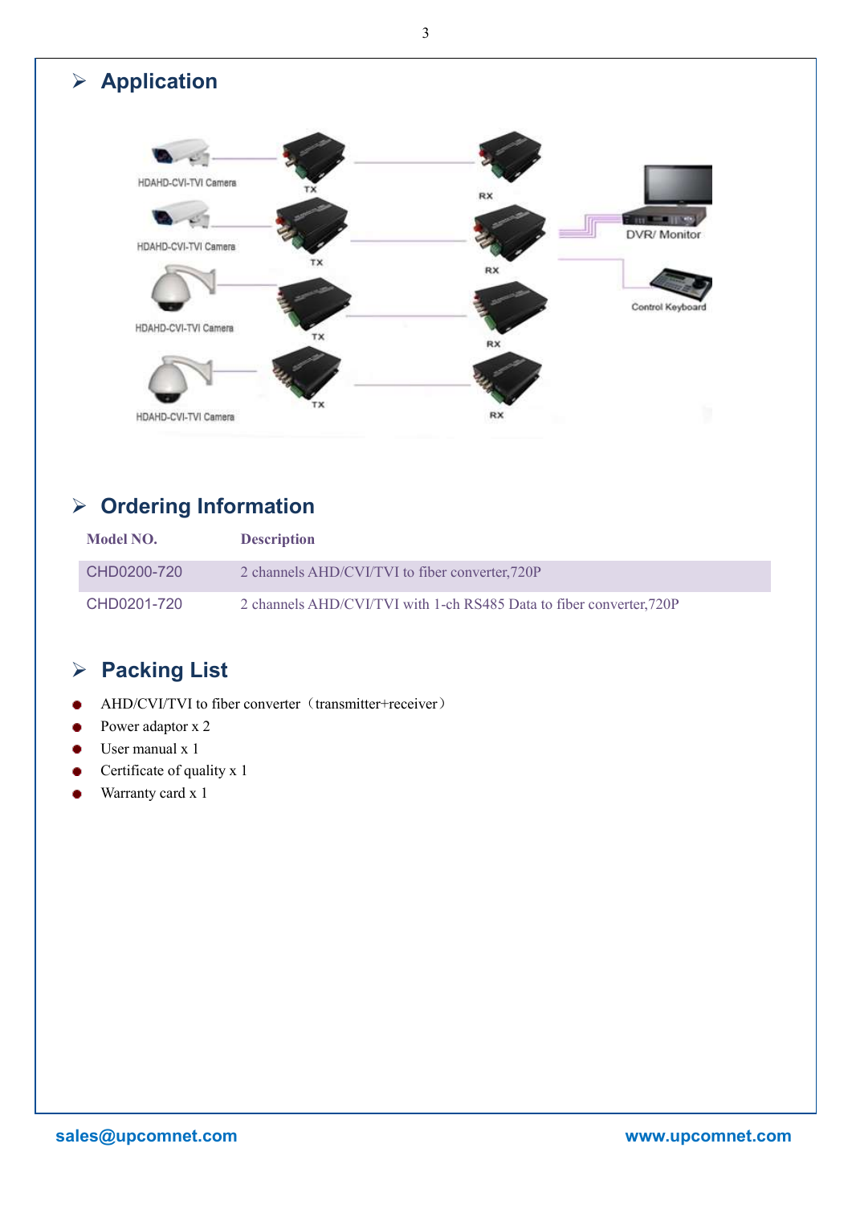## Application

HDAHD-CVI-TVI Camera

TX

RX

HDAHD-CVI-TVI Camera

TX

RX

DVR/ Monitor

HDAHD-CVI-TVI Camera

TX

RX

Control Keyboard

HDAHD-CVI-TVI Camera

TX

RX

## Ordering Information

| Model NO. | Description |
|---|---|
| CHD0200-720 | 2 channels AHD/CVI/TVI to fiber converter,720P |
| CHD0201-720 | 2 channels AHD/CVI/TVI with 1-ch RS485 Data to fiber converter,720P |

## Packing List

- AHD/CVI/TVI to fiber converter（transmitter+receiver）
- Power adaptor x 2
- User manual x 1
- Certificate of quality x 1
- Warranty card x 1

sales@upcomnet.com

www.upcomnet.com